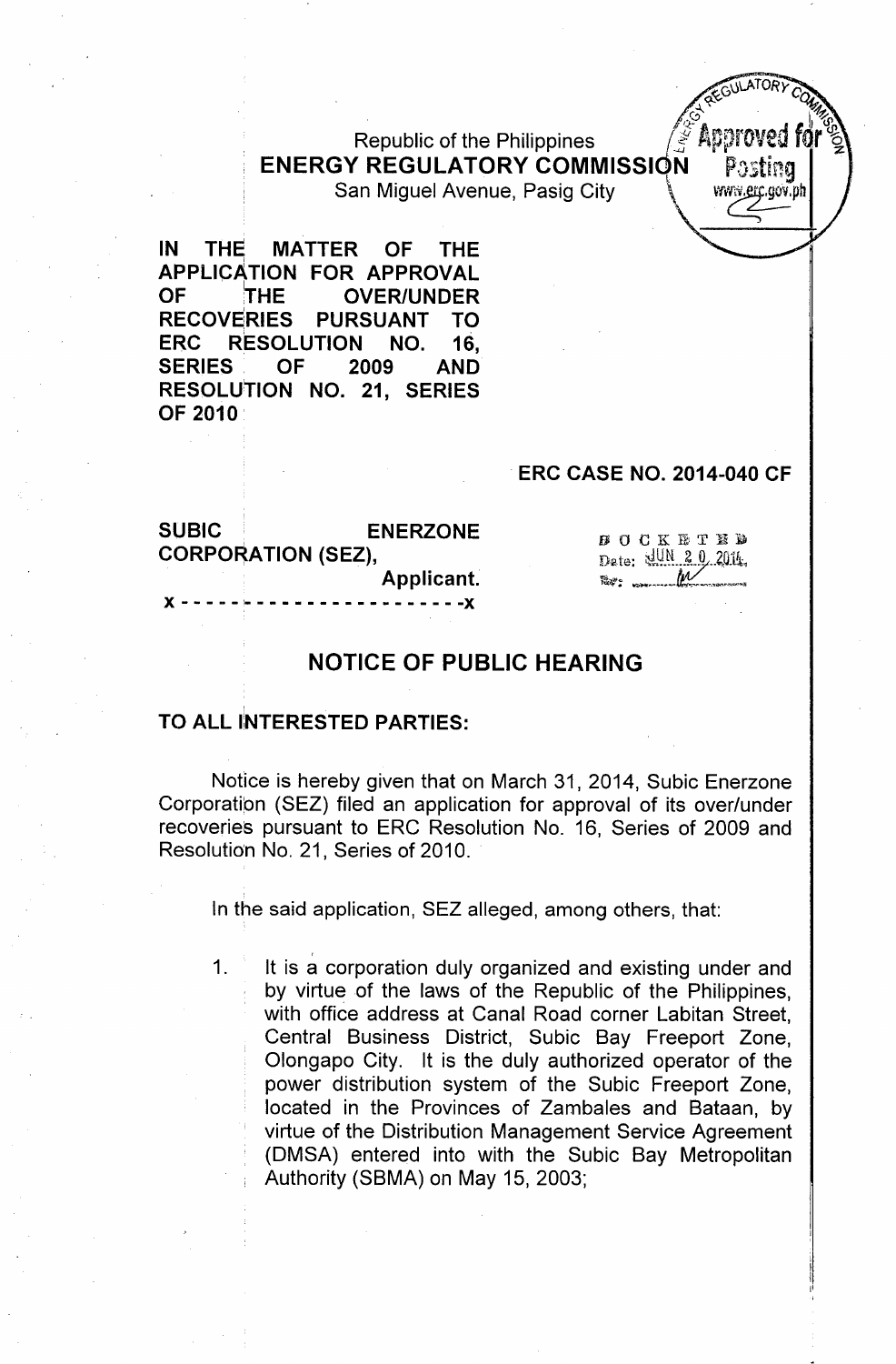Republic of the Philippines
**ENERGY REGULATORY COMMISSION**
San Miguel Avenue, Pasig City

Approved for Posting
www.erc.gov.ph

**IN THE MATTER OF THE APPLICATION FOR APPROVAL OF THE OVER/UNDER RECOVERIES PURSUANT TO ERC RESOLUTION NO. 16, SERIES OF 2009 AND RESOLUTION NO. 21, SERIES OF 2010**

**ERC CASE NO. 2014-040 CF**

**SUBIC ENERZONE CORPORATION (SEZ),**
**Applicant.**
**x - - - - - - - - - - - - - - - - - - - - - - x**

DOCKETED
Date: JUN 20 2014

## NOTICE OF PUBLIC HEARING

**TO ALL INTERESTED PARTIES:**

Notice is hereby given that on March 31, 2014, Subic Enerzone Corporation (SEZ) filed an application for approval of its over/under recoveries pursuant to ERC Resolution No. 16, Series of 2009 and Resolution No. 21, Series of 2010.

In the said application, SEZ alleged, among others, that:

1. It is a corporation duly organized and existing under and by virtue of the laws of the Republic of the Philippines, with office address at Canal Road corner Labitan Street, Central Business District, Subic Bay Freeport Zone, Olongapo City. It is the duly authorized operator of the power distribution system of the Subic Freeport Zone, located in the Provinces of Zambales and Bataan, by virtue of the Distribution Management Service Agreement (DMSA) entered into with the Subic Bay Metropolitan Authority (SBMA) on May 15, 2003;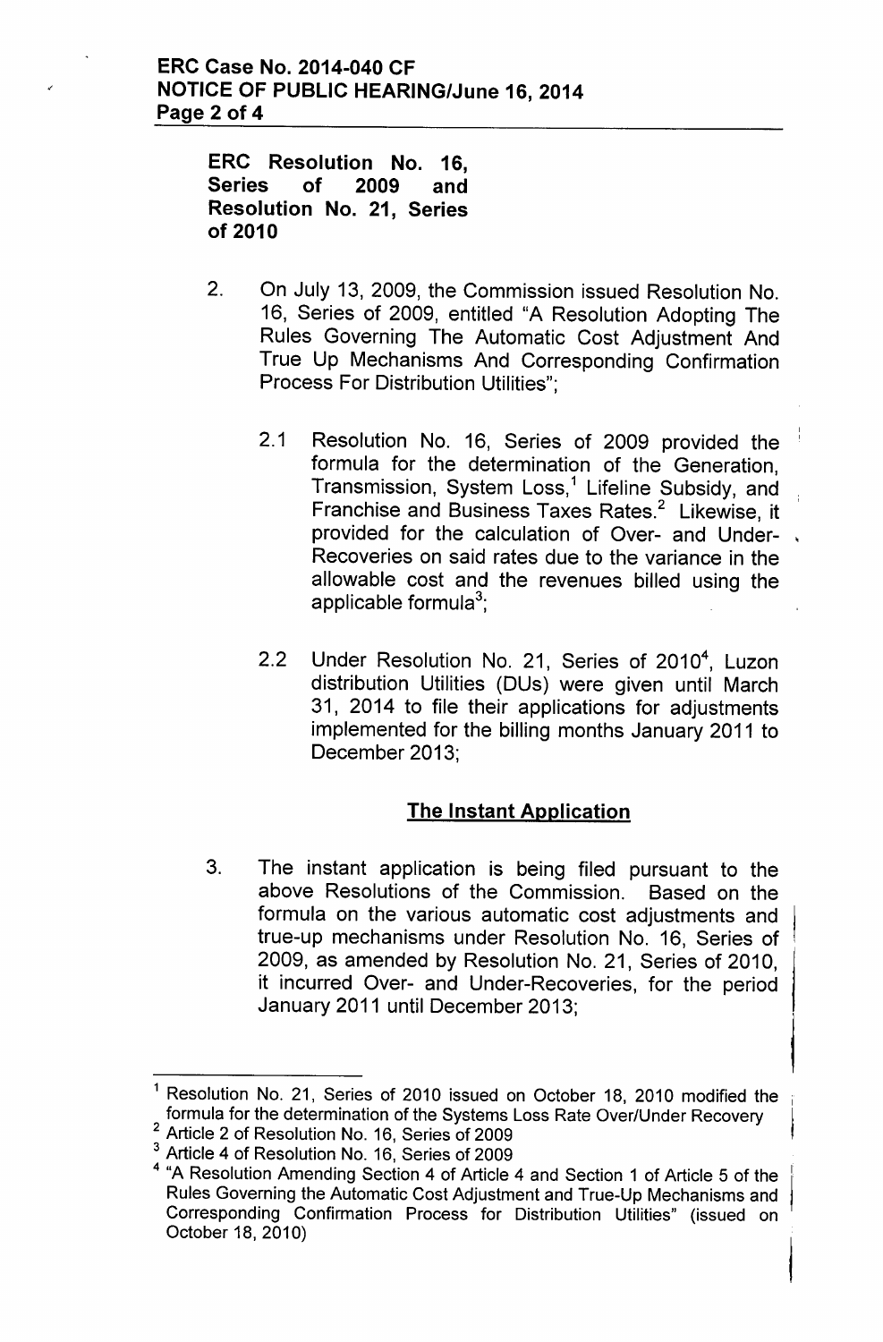**ERC Resolution No. 16, Series of 2009 and Resolution No. 21, Series of 2010**

2. On July 13, 2009, the Commission issued Resolution No. 16, Series of 2009, entitled "A Resolution Adopting The Rules Governing The Automatic Cost Adjustment And True Up Mechanisms And Corresponding Confirmation Process For Distribution Utilities";

   2.1 Resolution No. 16, Series of 2009 provided the formula for the determination of the Generation, Transmission, System Loss,[1] Lifeline Subsidy, and Franchise and Business Taxes Rates.[2] Likewise, it provided for the calculation of Over- and Under-Recoveries on said rates due to the variance in the allowable cost and the revenues billed using the applicable formula[3];

   2.2 Under Resolution No. 21, Series of 2010[4], Luzon distribution Utilities (DUs) were given until March 31, 2014 to file their applications for adjustments implemented for the billing months January 2011 to December 2013;

## The Instant Application

3. The instant application is being filed pursuant to the above Resolutions of the Commission. Based on the formula on the various automatic cost adjustments and true-up mechanisms under Resolution No. 16, Series of 2009, as amended by Resolution No. 21, Series of 2010, it incurred Over- and Under-Recoveries, for the period January 2011 until December 2013;

---

[1] Resolution No. 21, Series of 2010 issued on October 18, 2010 modified the formula for the determination of the Systems Loss Rate Over/Under Recovery

[2] Article 2 of Resolution No. 16, Series of 2009

[3] Article 4 of Resolution No. 16, Series of 2009

[4] "A Resolution Amending Section 4 of Article 4 and Section 1 of Article 5 of the Rules Governing the Automatic Cost Adjustment and True-Up Mechanisms and Corresponding Confirmation Process for Distribution Utilities" (issued on October 18, 2010)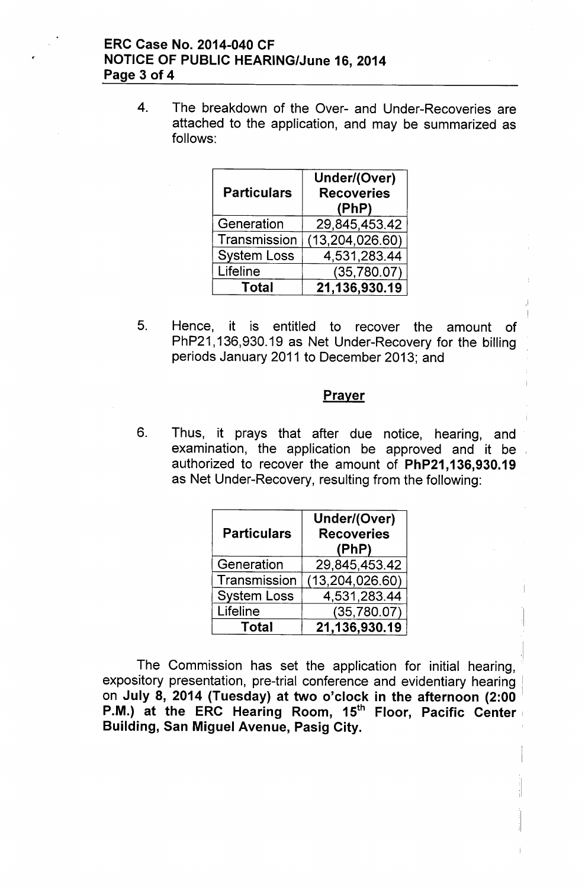4. The breakdown of the Over- and Under-Recoveries are attached to the application, and may be summarized as follows:

| Particulars | Under/(Over) Recoveries (PhP) |
|---|---|
| Generation | 29,845,453.42 |
| Transmission | (13,204,026.60) |
| System Loss | 4,531,283.44 |
| Lifeline | (35,780.07) |
| **Total** | **21,136,930.19** |

5. Hence, it is entitled to recover the amount of PhP21,136,930.19 as Net Under-Recovery for the billing periods January 2011 to December 2013; and

## Prayer

6. Thus, it prays that after due notice, hearing, and examination, the application be approved and it be authorized to recover the amount of **PhP21,136,930.19** as Net Under-Recovery, resulting from the following:

| Particulars | Under/(Over) Recoveries (PhP) |
|---|---|
| Generation | 29,845,453.42 |
| Transmission | (13,204,026.60) |
| System Loss | 4,531,283.44 |
| Lifeline | (35,780.07) |
| **Total** | **21,136,930.19** |

The Commission has set the application for initial hearing, expository presentation, pre-trial conference and evidentiary hearing on **July 8, 2014 (Tuesday) at two o'clock in the afternoon (2:00 P.M.) at the ERC Hearing Room, 15th Floor, Pacific Center Building, San Miguel Avenue, Pasig City.**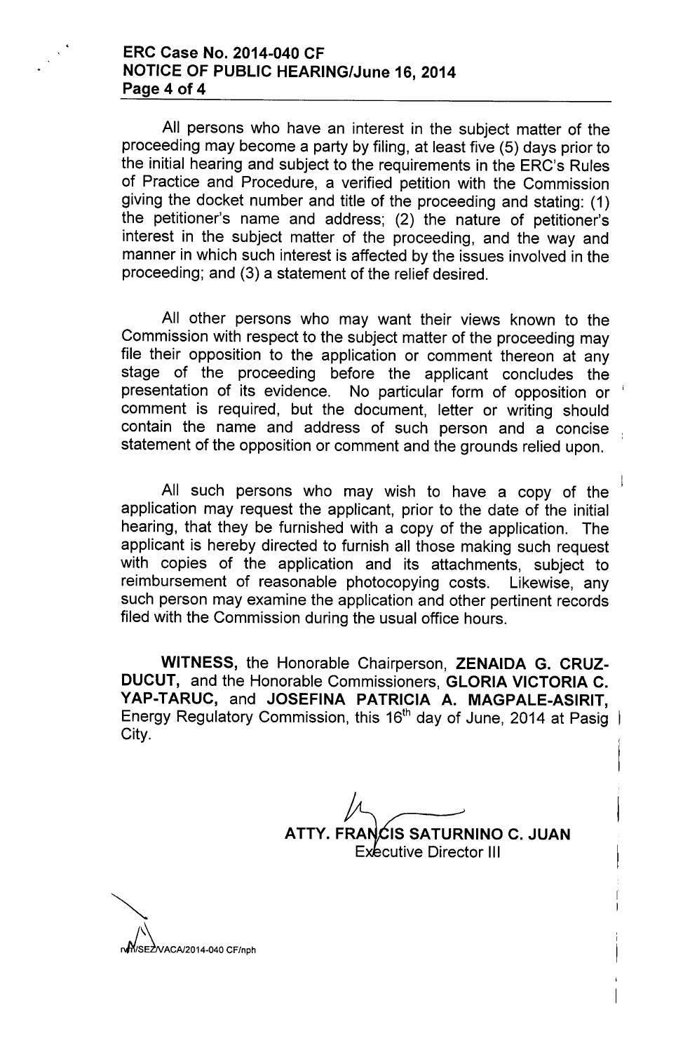All persons who have an interest in the subject matter of the proceeding may become a party by filing, at least five (5) days prior to the initial hearing and subject to the requirements in the ERC's Rules of Practice and Procedure, a verified petition with the Commission giving the docket number and title of the proceeding and stating: (1) the petitioner's name and address; (2) the nature of petitioner's interest in the subject matter of the proceeding, and the way and manner in which such interest is affected by the issues involved in the proceeding; and (3) a statement of the relief desired.

All other persons who may want their views known to the Commission with respect to the subject matter of the proceeding may file their opposition to the application or comment thereon at any stage of the proceeding before the applicant concludes the presentation of its evidence. No particular form of opposition or comment is required, but the document, letter or writing should contain the name and address of such person and a concise statement of the opposition or comment and the grounds relied upon.

All such persons who may wish to have a copy of the application may request the applicant, prior to the date of the initial hearing, that they be furnished with a copy of the application. The applicant is hereby directed to furnish all those making such request with copies of the application and its attachments, subject to reimbursement of reasonable photocopying costs. Likewise, any such person may examine the application and other pertinent records filed with the Commission during the usual office hours.

**WITNESS,** the Honorable Chairperson, **ZENAIDA G. CRUZ-DUCUT,** and the Honorable Commissioners, **GLORIA VICTORIA C. YAP-TARUC,** and **JOSEFINA PATRICIA A. MAGPALE-ASIRIT,** Energy Regulatory Commission, this 16th day of June, 2014 at Pasig City.

**ATTY. FRANCIS SATURNINO C. JUAN**
Executive Director III

NMH/SEZ/VACA/2014-040 CF/nph